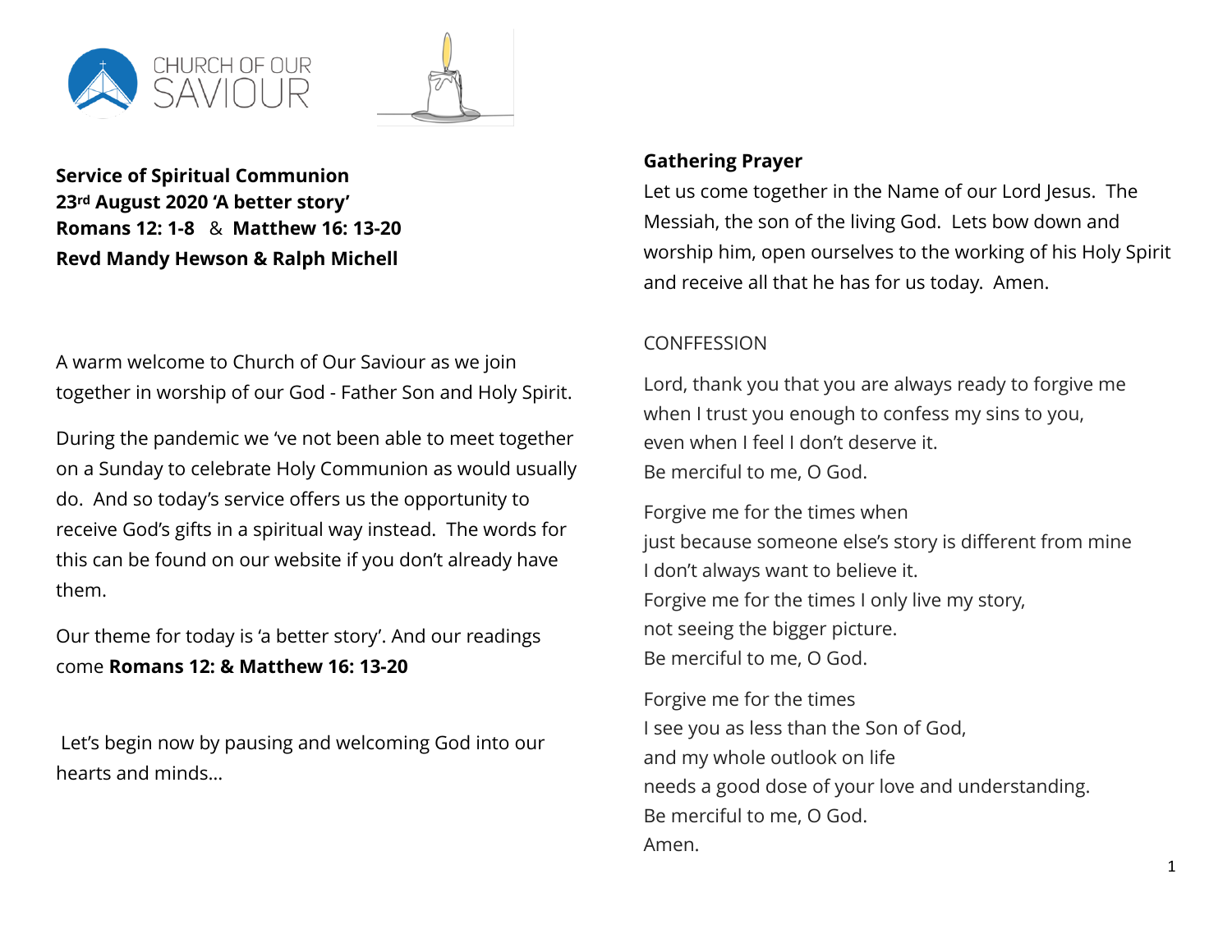CHURCH OF OUR SAVIOUR

**Service of Spiritual Communion**
**23rd August 2020 'A better story'**
**Romans 12: 1-8** & **Matthew 16: 13-20**
**Revd Mandy Hewson & Ralph Michell**

A warm welcome to Church of Our Saviour as we join together in worship of our God - Father Son and Holy Spirit.

During the pandemic we 've not been able to meet together on a Sunday to celebrate Holy Communion as would usually do. And so today's service offers us the opportunity to receive God's gifts in a spiritual way instead. The words for this can be found on our website if you don't already have them.

Our theme for today is 'a better story'. And our readings come **Romans 12: & Matthew 16: 13-20**

Let's begin now by pausing and welcoming God into our hearts and minds...

**Gathering Prayer**

Let us come together in the Name of our Lord Jesus. The Messiah, the son of the living God. Lets bow down and worship him, open ourselves to the working of his Holy Spirit and receive all that he has for us today. Amen.

CONFFESSION

Lord, thank you that you are always ready to forgive me
when I trust you enough to confess my sins to you,
even when I feel I don't deserve it.
Be merciful to me, O God.

Forgive me for the times when
just because someone else's story is different from mine
I don't always want to believe it.
Forgive me for the times I only live my story,
not seeing the bigger picture.
Be merciful to me, O God.

Forgive me for the times
I see you as less than the Son of God,
and my whole outlook on life
needs a good dose of your love and understanding.
Be merciful to me, O God.
Amen.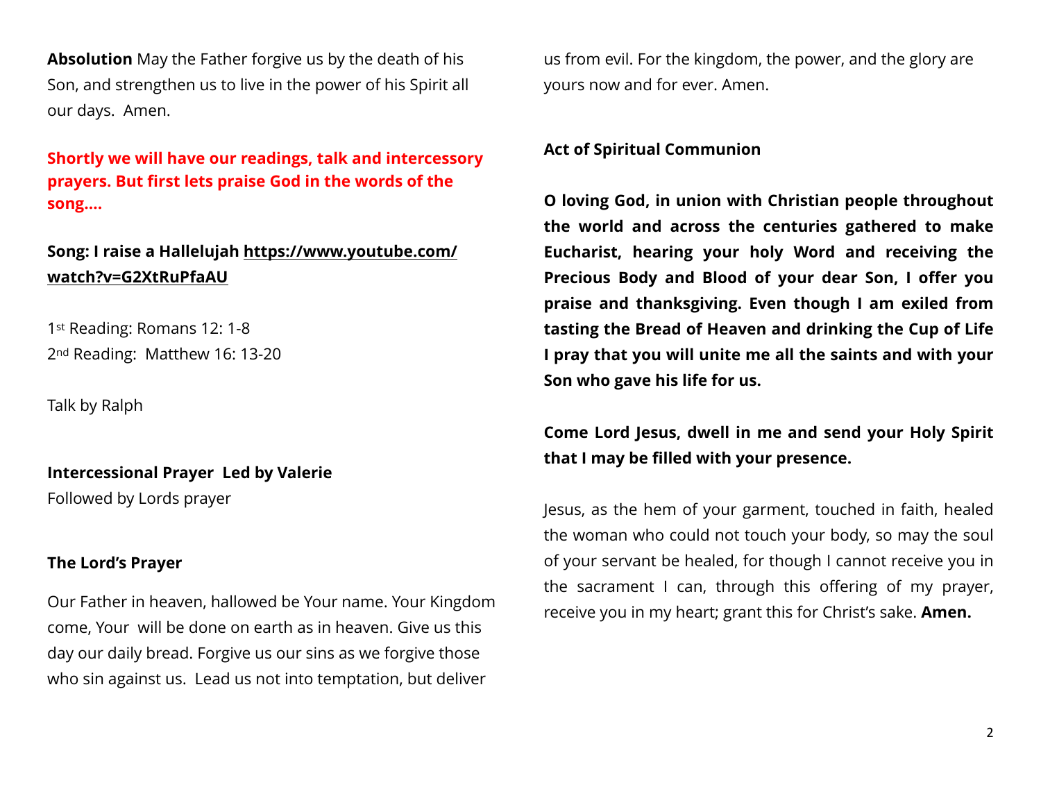**Absolution** May the Father forgive us by the death of his Son, and strengthen us to live in the power of his Spirit all our days. Amen.

**Shortly we will have our readings, talk and intercessory prayers. But first lets praise God in the words of the song....**

**Song: I raise a Hallelujah [https://www.youtube.com/watch?v=G2XtRuPfaAU](https://www.youtube.com/watch?v=G2XtRuPfaAU)**

1st Reading: Romans 12: 1-8
2nd Reading: Matthew 16: 13-20

Talk by Ralph

**Intercessional Prayer Led by Valerie**
Followed by Lords prayer

**The Lord's Prayer**

Our Father in heaven, hallowed be Your name. Your Kingdom come, Your will be done on earth as in heaven. Give us this day our daily bread. Forgive us our sins as we forgive those who sin against us. Lead us not into temptation, but deliver us from evil. For the kingdom, the power, and the glory are yours now and for ever. Amen.

**Act of Spiritual Communion**

**O loving God, in union with Christian people throughout the world and across the centuries gathered to make Eucharist, hearing your holy Word and receiving the Precious Body and Blood of your dear Son, I offer you praise and thanksgiving. Even though I am exiled from tasting the Bread of Heaven and drinking the Cup of Life I pray that you will unite me all the saints and with your Son who gave his life for us.**

**Come Lord Jesus, dwell in me and send your Holy Spirit that I may be filled with your presence.**

Jesus, as the hem of your garment, touched in faith, healed the woman who could not touch your body, so may the soul of your servant be healed, for though I cannot receive you in the sacrament I can, through this offering of my prayer, receive you in my heart; grant this for Christ's sake. **Amen.**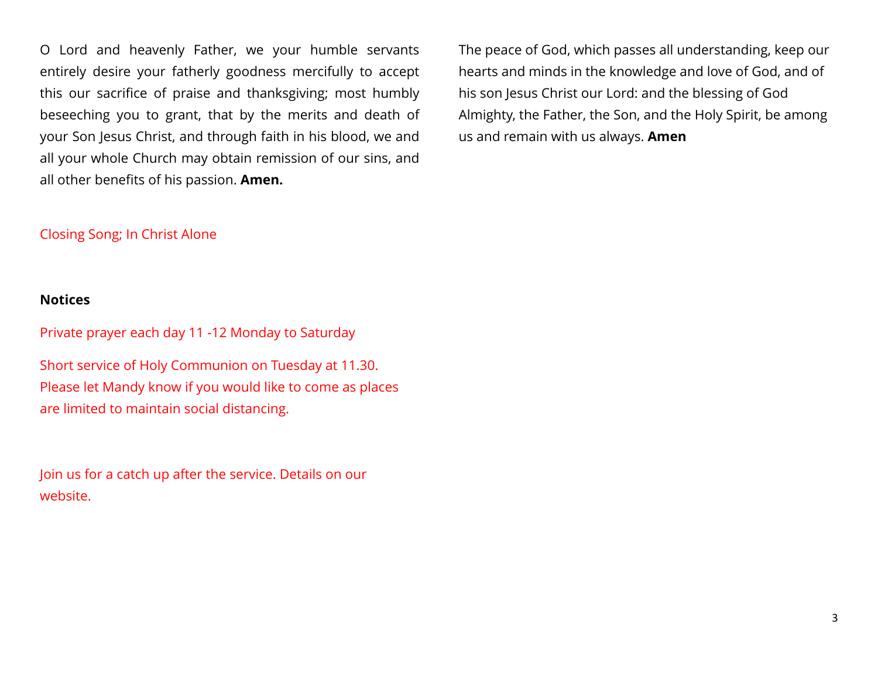O Lord and heavenly Father, we your humble servants entirely desire your fatherly goodness mercifully to accept this our sacrifice of praise and thanksgiving; most humbly beseeching you to grant, that by the merits and death of your Son Jesus Christ, and through faith in his blood, we and all your whole Church may obtain remission of our sins, and all other benefits of his passion. **Amen.**

Closing Song; In Christ Alone

**Notices**

Private prayer each day 11 -12 Monday to Saturday

Short service of Holy Communion on Tuesday at 11.30. Please let Mandy know if you would like to come as places are limited to maintain social distancing.

Join us for a catch up after the service. Details on our website.

The peace of God, which passes all understanding, keep our hearts and minds in the knowledge and love of God, and of his son Jesus Christ our Lord: and the blessing of God Almighty, the Father, the Son, and the Holy Spirit, be among us and remain with us always. **Amen**